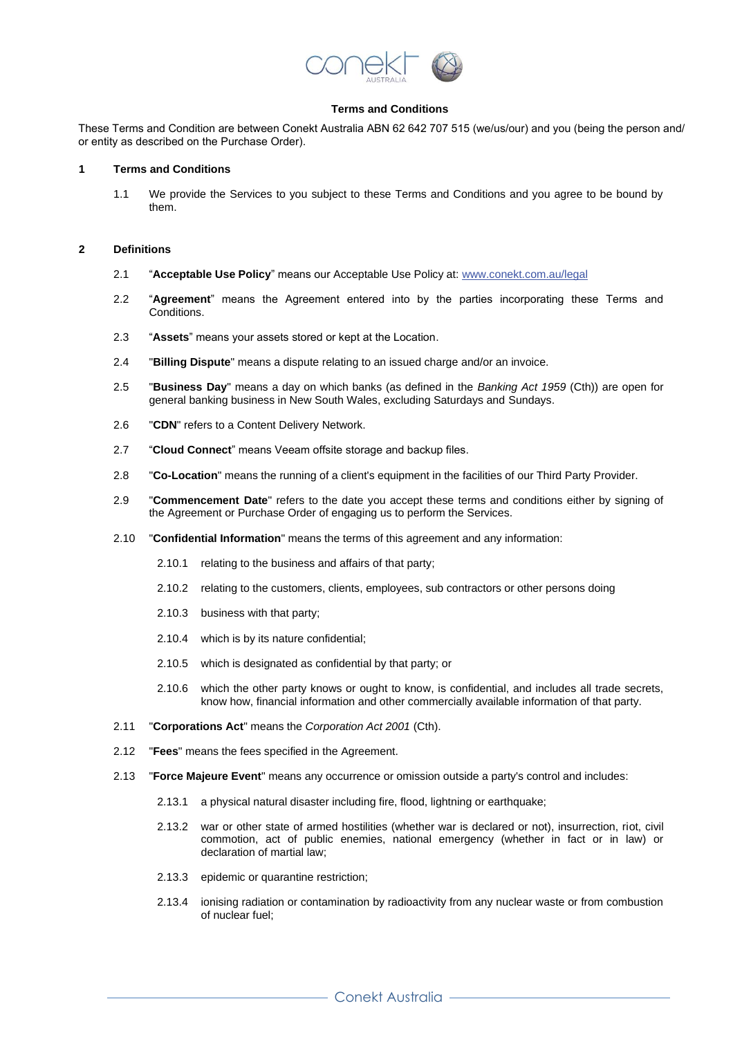# Terms and Conditions

These Terms and Condition are between Conekt Australia ABN 62 642 707 515 (we/us/our) and you (being the person and/ or entity as described on the Purchase Order).

## 1 Terms and Conditions

1.1 We provide the Services to you subject to these Terms and Conditions and you agree to be bound by them.

## 2 Definitions

2.1 "**Acceptable Use Policy**" means our Acceptable Use Policy at: www.conekt.com.au/legal

2.2 "**Agreement**" means the Agreement entered into by the parties incorporating these Terms and Conditions.

2.3 "**Assets**" means your assets stored or kept at the Location.

2.4 "**Billing Dispute**" means a dispute relating to an issued charge and/or an invoice.

2.5 "**Business Day**" means a day on which banks (as defined in the *Banking Act 1959* (Cth)) are open for general banking business in New South Wales, excluding Saturdays and Sundays.

2.6 "**CDN**" refers to a Content Delivery Network.

2.7 "**Cloud Connect**" means Veeam offsite storage and backup files.

2.8 "**Co-Location**" means the running of a client's equipment in the facilities of our Third Party Provider.

2.9 "**Commencement Date**" refers to the date you accept these terms and conditions either by signing of the Agreement or Purchase Order of engaging us to perform the Services.

2.10 "**Confidential Information**" means the terms of this agreement and any information:

2.10.1 relating to the business and affairs of that party;

2.10.2 relating to the customers, clients, employees, sub contractors or other persons doing

2.10.3 business with that party;

2.10.4 which is by its nature confidential;

2.10.5 which is designated as confidential by that party; or

2.10.6 which the other party knows or ought to know, is confidential, and includes all trade secrets, know how, financial information and other commercially available information of that party.

2.11 "**Corporations Act**" means the *Corporation Act 2001* (Cth).

2.12 "**Fees**" means the fees specified in the Agreement.

2.13 "**Force Majeure Event**" means any occurrence or omission outside a party's control and includes:

2.13.1 a physical natural disaster including fire, flood, lightning or earthquake;

2.13.2 war or other state of armed hostilities (whether war is declared or not), insurrection, riot, civil commotion, act of public enemies, national emergency (whether in fact or in law) or declaration of martial law;

2.13.3 epidemic or quarantine restriction;

2.13.4 ionising radiation or contamination by radioactivity from any nuclear waste or from combustion of nuclear fuel;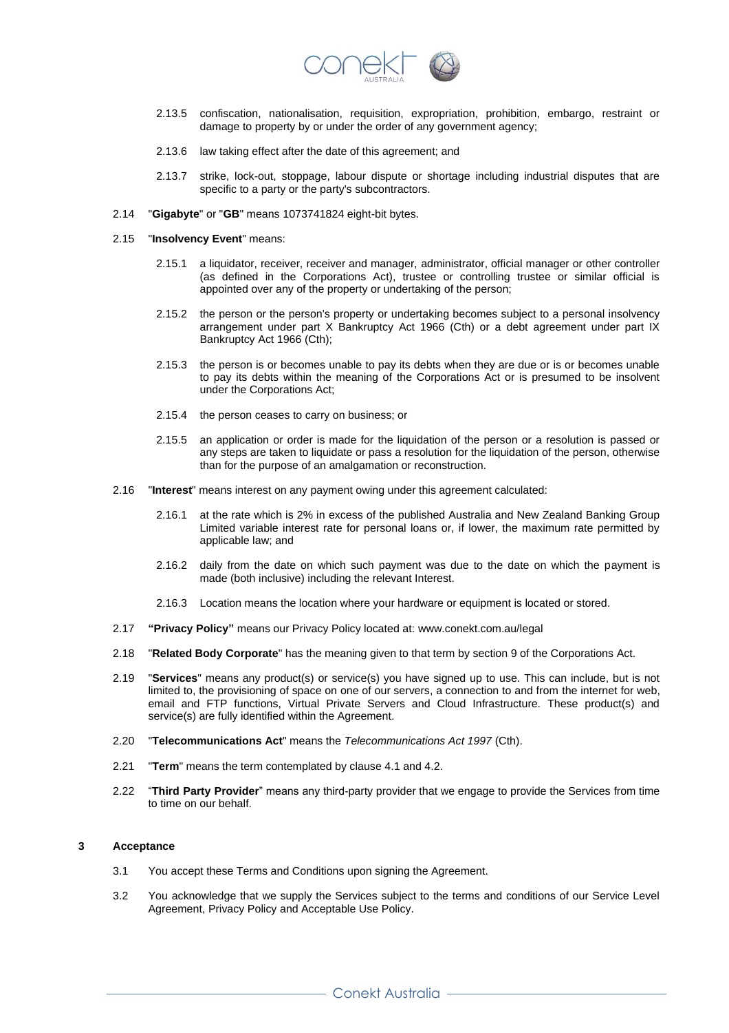2.13.5 confiscation, nationalisation, requisition, expropriation, prohibition, embargo, restraint or damage to property by or under the order of any government agency;

2.13.6 law taking effect after the date of this agreement; and

2.13.7 strike, lock-out, stoppage, labour dispute or shortage including industrial disputes that are specific to a party or the party's subcontractors.

2.14 "**Gigabyte**" or "**GB**" means 1073741824 eight-bit bytes.

2.15 "**Insolvency Event**" means:

2.15.1 a liquidator, receiver, receiver and manager, administrator, official manager or other controller (as defined in the Corporations Act), trustee or controlling trustee or similar official is appointed over any of the property or undertaking of the person;

2.15.2 the person or the person's property or undertaking becomes subject to a personal insolvency arrangement under part X Bankruptcy Act 1966 (Cth) or a debt agreement under part IX Bankruptcy Act 1966 (Cth);

2.15.3 the person is or becomes unable to pay its debts when they are due or is or becomes unable to pay its debts within the meaning of the Corporations Act or is presumed to be insolvent under the Corporations Act;

2.15.4 the person ceases to carry on business; or

2.15.5 an application or order is made for the liquidation of the person or a resolution is passed or any steps are taken to liquidate or pass a resolution for the liquidation of the person, otherwise than for the purpose of an amalgamation or reconstruction.

2.16 "**Interest**" means interest on any payment owing under this agreement calculated:

2.16.1 at the rate which is 2% in excess of the published Australia and New Zealand Banking Group Limited variable interest rate for personal loans or, if lower, the maximum rate permitted by applicable law; and

2.16.2 daily from the date on which such payment was due to the date on which the payment is made (both inclusive) including the relevant Interest.

2.16.3 Location means the location where your hardware or equipment is located or stored.

2.17 **"Privacy Policy"** means our Privacy Policy located at: www.conekt.com.au/legal

2.18 "**Related Body Corporate**" has the meaning given to that term by section 9 of the Corporations Act.

2.19 "**Services**" means any product(s) or service(s) you have signed up to use. This can include, but is not limited to, the provisioning of space on one of our servers, a connection to and from the internet for web, email and FTP functions, Virtual Private Servers and Cloud Infrastructure. These product(s) and service(s) are fully identified within the Agreement.

2.20 "**Telecommunications Act**" means the *Telecommunications Act 1997* (Cth).

2.21 "**Term**" means the term contemplated by clause 4.1 and 4.2.

2.22 "**Third Party Provider**" means any third-party provider that we engage to provide the Services from time to time on our behalf.

## 3 Acceptance

3.1 You accept these Terms and Conditions upon signing the Agreement.

3.2 You acknowledge that we supply the Services subject to the terms and conditions of our Service Level Agreement, Privacy Policy and Acceptable Use Policy.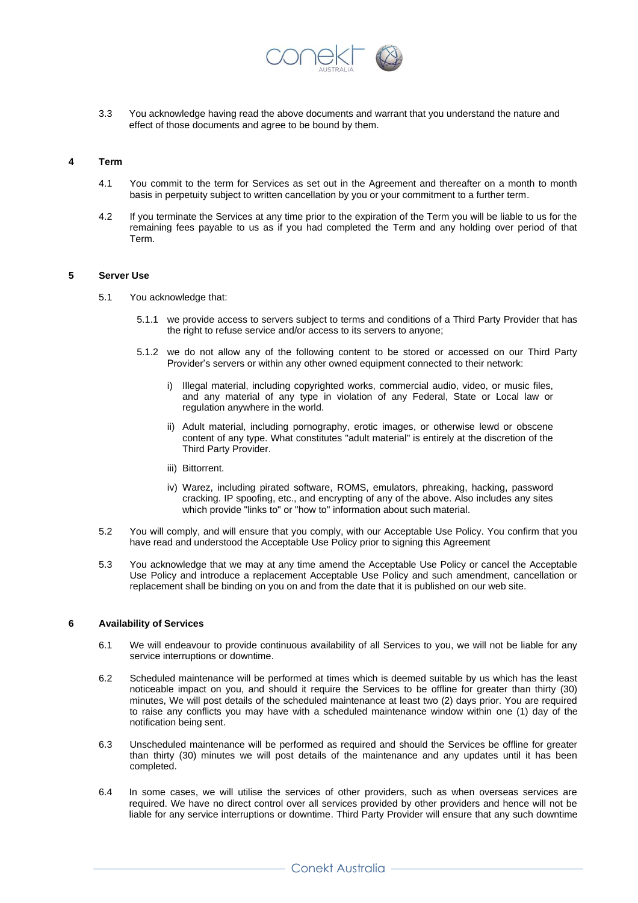3.3 You acknowledge having read the above documents and warrant that you understand the nature and effect of those documents and agree to be bound by them.

## 4 Term

4.1 You commit to the term for Services as set out in the Agreement and thereafter on a month to month basis in perpetuity subject to written cancellation by you or your commitment to a further term.

4.2 If you terminate the Services at any time prior to the expiration of the Term you will be liable to us for the remaining fees payable to us as if you had completed the Term and any holding over period of that Term.

## 5 Server Use

5.1 You acknowledge that:

5.1.1 we provide access to servers subject to terms and conditions of a Third Party Provider that has the right to refuse service and/or access to its servers to anyone;

5.1.2 we do not allow any of the following content to be stored or accessed on our Third Party Provider's servers or within any other owned equipment connected to their network:

i) Illegal material, including copyrighted works, commercial audio, video, or music files, and any material of any type in violation of any Federal, State or Local law or regulation anywhere in the world.

ii) Adult material, including pornography, erotic images, or otherwise lewd or obscene content of any type. What constitutes "adult material" is entirely at the discretion of the Third Party Provider.

iii) Bittorrent.

iv) Warez, including pirated software, ROMS, emulators, phreaking, hacking, password cracking. IP spoofing, etc., and encrypting of any of the above. Also includes any sites which provide "links to" or "how to" information about such material.

5.2 You will comply, and will ensure that you comply, with our Acceptable Use Policy. You confirm that you have read and understood the Acceptable Use Policy prior to signing this Agreement

5.3 You acknowledge that we may at any time amend the Acceptable Use Policy or cancel the Acceptable Use Policy and introduce a replacement Acceptable Use Policy and such amendment, cancellation or replacement shall be binding on you on and from the date that it is published on our web site.

## 6 Availability of Services

6.1 We will endeavour to provide continuous availability of all Services to you, we will not be liable for any service interruptions or downtime.

6.2 Scheduled maintenance will be performed at times which is deemed suitable by us which has the least noticeable impact on you, and should it require the Services to be offline for greater than thirty (30) minutes, We will post details of the scheduled maintenance at least two (2) days prior. You are required to raise any conflicts you may have with a scheduled maintenance window within one (1) day of the notification being sent.

6.3 Unscheduled maintenance will be performed as required and should the Services be offline for greater than thirty (30) minutes we will post details of the maintenance and any updates until it has been completed.

6.4 In some cases, we will utilise the services of other providers, such as when overseas services are required. We have no direct control over all services provided by other providers and hence will not be liable for any service interruptions or downtime. Third Party Provider will ensure that any such downtime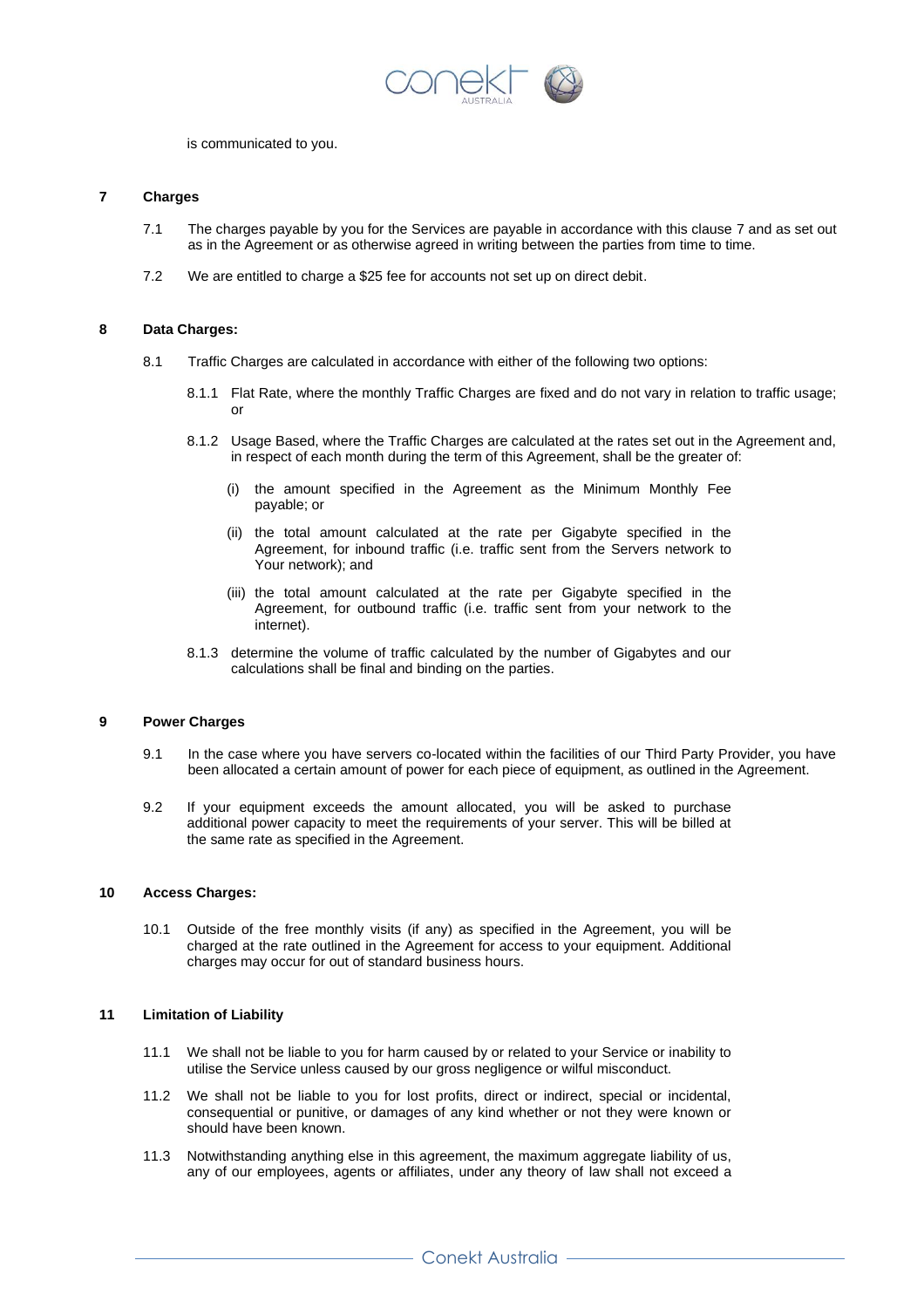is communicated to you.

## 7 Charges

7.1 The charges payable by you for the Services are payable in accordance with this clause 7 and as set out as in the Agreement or as otherwise agreed in writing between the parties from time to time.

7.2 We are entitled to charge a $25 fee for accounts not set up on direct debit.

## 8 Data Charges:

8.1 Traffic Charges are calculated in accordance with either of the following two options:

8.1.1 Flat Rate, where the monthly Traffic Charges are fixed and do not vary in relation to traffic usage; or

8.1.2 Usage Based, where the Traffic Charges are calculated at the rates set out in the Agreement and, in respect of each month during the term of this Agreement, shall be the greater of:

(i) the amount specified in the Agreement as the Minimum Monthly Fee payable; or

(ii) the total amount calculated at the rate per Gigabyte specified in the Agreement, for inbound traffic (i.e. traffic sent from the Servers network to Your network); and

(iii) the total amount calculated at the rate per Gigabyte specified in the Agreement, for outbound traffic (i.e. traffic sent from your network to the internet).

8.1.3 determine the volume of traffic calculated by the number of Gigabytes and our calculations shall be final and binding on the parties.

## 9 Power Charges

9.1 In the case where you have servers co-located within the facilities of our Third Party Provider, you have been allocated a certain amount of power for each piece of equipment, as outlined in the Agreement.

9.2 If your equipment exceeds the amount allocated, you will be asked to purchase additional power capacity to meet the requirements of your server. This will be billed at the same rate as specified in the Agreement.

## 10 Access Charges:

10.1 Outside of the free monthly visits (if any) as specified in the Agreement, you will be charged at the rate outlined in the Agreement for access to your equipment. Additional charges may occur for out of standard business hours.

## 11 Limitation of Liability

11.1 We shall not be liable to you for harm caused by or related to your Service or inability to utilise the Service unless caused by our gross negligence or wilful misconduct.

11.2 We shall not be liable to you for lost profits, direct or indirect, special or incidental, consequential or punitive, or damages of any kind whether or not they were known or should have been known.

11.3 Notwithstanding anything else in this agreement, the maximum aggregate liability of us, any of our employees, agents or affiliates, under any theory of law shall not exceed a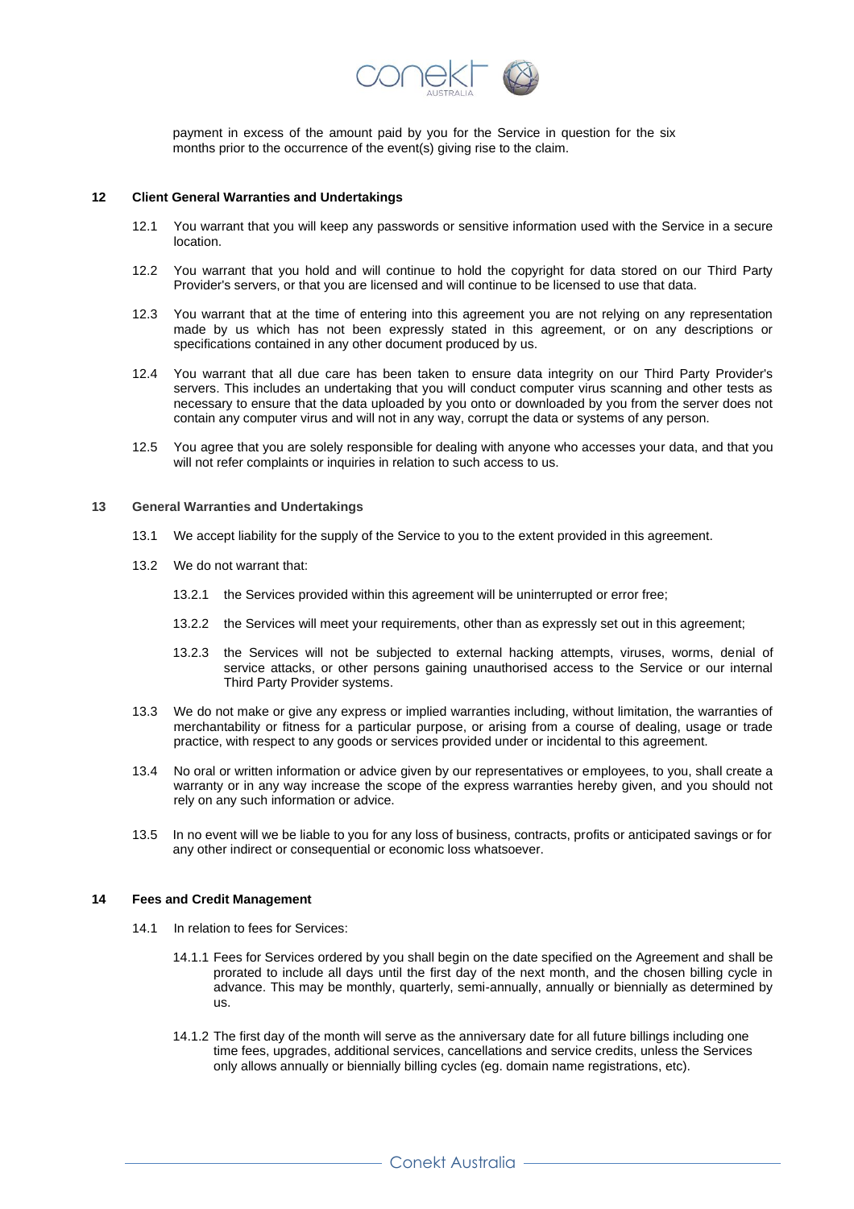payment in excess of the amount paid by you for the Service in question for the six months prior to the occurrence of the event(s) giving rise to the claim.

**12 Client General Warranties and Undertakings**

12.1 You warrant that you will keep any passwords or sensitive information used with the Service in a secure location.

12.2 You warrant that you hold and will continue to hold the copyright for data stored on our Third Party Provider's servers, or that you are licensed and will continue to be licensed to use that data.

12.3 You warrant that at the time of entering into this agreement you are not relying on any representation made by us which has not been expressly stated in this agreement, or on any descriptions or specifications contained in any other document produced by us.

12.4 You warrant that all due care has been taken to ensure data integrity on our Third Party Provider's servers. This includes an undertaking that you will conduct computer virus scanning and other tests as necessary to ensure that the data uploaded by you onto or downloaded by you from the server does not contain any computer virus and will not in any way, corrupt the data or systems of any person.

12.5 You agree that you are solely responsible for dealing with anyone who accesses your data, and that you will not refer complaints or inquiries in relation to such access to us.

**13 General Warranties and Undertakings**

13.1 We accept liability for the supply of the Service to you to the extent provided in this agreement.

13.2 We do not warrant that:

13.2.1 the Services provided within this agreement will be uninterrupted or error free;

13.2.2 the Services will meet your requirements, other than as expressly set out in this agreement;

13.2.3 the Services will not be subjected to external hacking attempts, viruses, worms, denial of service attacks, or other persons gaining unauthorised access to the Service or our internal Third Party Provider systems.

13.3 We do not make or give any express or implied warranties including, without limitation, the warranties of merchantability or fitness for a particular purpose, or arising from a course of dealing, usage or trade practice, with respect to any goods or services provided under or incidental to this agreement.

13.4 No oral or written information or advice given by our representatives or employees, to you, shall create a warranty or in any way increase the scope of the express warranties hereby given, and you should not rely on any such information or advice.

13.5 In no event will we be liable to you for any loss of business, contracts, profits or anticipated savings or for any other indirect or consequential or economic loss whatsoever.

**14 Fees and Credit Management**

14.1 In relation to fees for Services:

14.1.1 Fees for Services ordered by you shall begin on the date specified on the Agreement and shall be prorated to include all days until the first day of the next month, and the chosen billing cycle in advance. This may be monthly, quarterly, semi-annually, annually or biennially as determined by us.

14.1.2 The first day of the month will serve as the anniversary date for all future billings including one time fees, upgrades, additional services, cancellations and service credits, unless the Services only allows annually or biennially billing cycles (eg. domain name registrations, etc).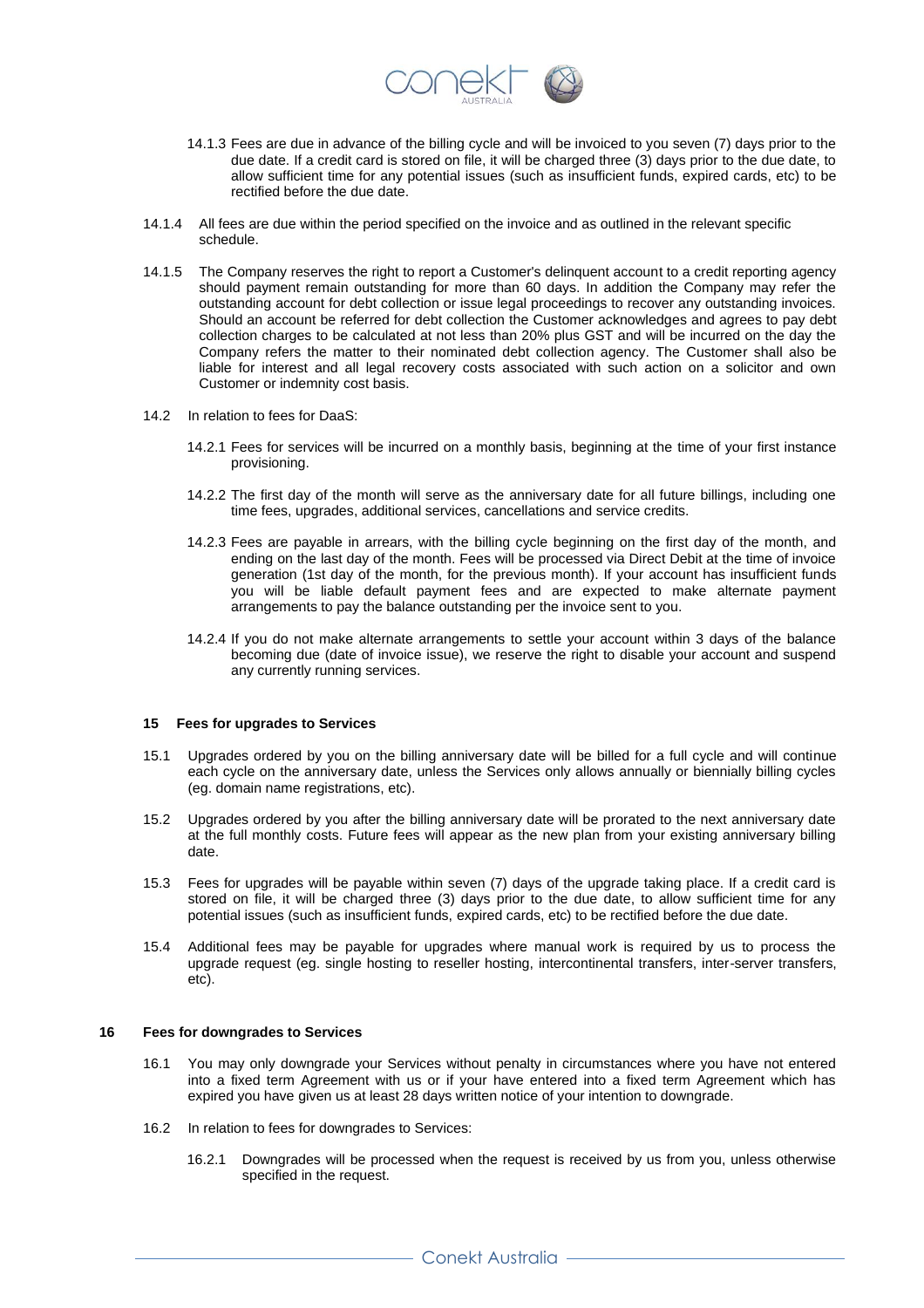14.1.3 Fees are due in advance of the billing cycle and will be invoiced to you seven (7) days prior to the due date. If a credit card is stored on file, it will be charged three (3) days prior to the due date, to allow sufficient time for any potential issues (such as insufficient funds, expired cards, etc) to be rectified before the due date.

14.1.4 All fees are due within the period specified on the invoice and as outlined in the relevant specific schedule.

14.1.5 The Company reserves the right to report a Customer's delinquent account to a credit reporting agency should payment remain outstanding for more than 60 days. In addition the Company may refer the outstanding account for debt collection or issue legal proceedings to recover any outstanding invoices. Should an account be referred for debt collection the Customer acknowledges and agrees to pay debt collection charges to be calculated at not less than 20% plus GST and will be incurred on the day the Company refers the matter to their nominated debt collection agency. The Customer shall also be liable for interest and all legal recovery costs associated with such action on a solicitor and own Customer or indemnity cost basis.

14.2 In relation to fees for DaaS:

14.2.1 Fees for services will be incurred on a monthly basis, beginning at the time of your first instance provisioning.

14.2.2 The first day of the month will serve as the anniversary date for all future billings, including one time fees, upgrades, additional services, cancellations and service credits.

14.2.3 Fees are payable in arrears, with the billing cycle beginning on the first day of the month, and ending on the last day of the month. Fees will be processed via Direct Debit at the time of invoice generation (1st day of the month, for the previous month). If your account has insufficient funds you will be liable default payment fees and are expected to make alternate payment arrangements to pay the balance outstanding per the invoice sent to you.

14.2.4 If you do not make alternate arrangements to settle your account within 3 days of the balance becoming due (date of invoice issue), we reserve the right to disable your account and suspend any currently running services.

## 15 Fees for upgrades to Services

15.1 Upgrades ordered by you on the billing anniversary date will be billed for a full cycle and will continue each cycle on the anniversary date, unless the Services only allows annually or biennially billing cycles (eg. domain name registrations, etc).

15.2 Upgrades ordered by you after the billing anniversary date will be prorated to the next anniversary date at the full monthly costs. Future fees will appear as the new plan from your existing anniversary billing date.

15.3 Fees for upgrades will be payable within seven (7) days of the upgrade taking place. If a credit card is stored on file, it will be charged three (3) days prior to the due date, to allow sufficient time for any potential issues (such as insufficient funds, expired cards, etc) to be rectified before the due date.

15.4 Additional fees may be payable for upgrades where manual work is required by us to process the upgrade request (eg. single hosting to reseller hosting, intercontinental transfers, inter-server transfers, etc).

## 16 Fees for downgrades to Services

16.1 You may only downgrade your Services without penalty in circumstances where you have not entered into a fixed term Agreement with us or if your have entered into a fixed term Agreement which has expired you have given us at least 28 days written notice of your intention to downgrade.

16.2 In relation to fees for downgrades to Services:

16.2.1 Downgrades will be processed when the request is received by us from you, unless otherwise specified in the request.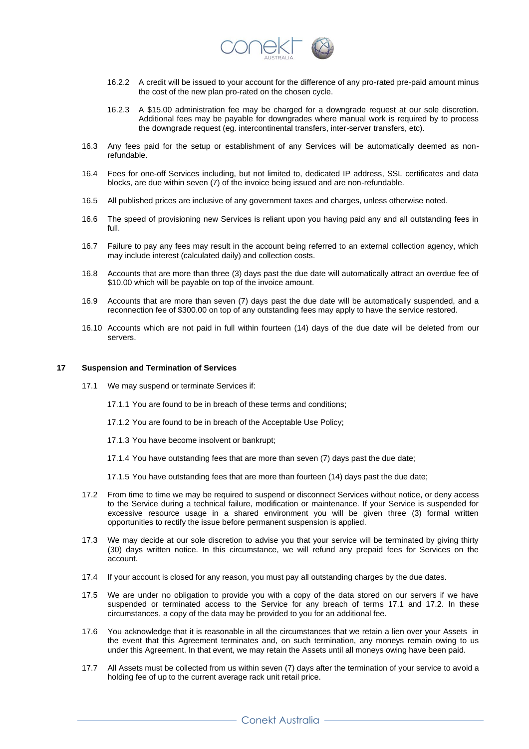16.2.2 A credit will be issued to your account for the difference of any pro-rated pre-paid amount minus the cost of the new plan pro-rated on the chosen cycle.

16.2.3 A $15.00 administration fee may be charged for a downgrade request at our sole discretion. Additional fees may be payable for downgrades where manual work is required by to process the downgrade request (eg. intercontinental transfers, inter-server transfers, etc).

16.3 Any fees paid for the setup or establishment of any Services will be automatically deemed as non-refundable.

16.4 Fees for one-off Services including, but not limited to, dedicated IP address, SSL certificates and data blocks, are due within seven (7) of the invoice being issued and are non-refundable.

16.5 All published prices are inclusive of any government taxes and charges, unless otherwise noted.

16.6 The speed of provisioning new Services is reliant upon you having paid any and all outstanding fees in full.

16.7 Failure to pay any fees may result in the account being referred to an external collection agency, which may include interest (calculated daily) and collection costs.

16.8 Accounts that are more than three (3) days past the due date will automatically attract an overdue fee of $10.00 which will be payable on top of the invoice amount.

16.9 Accounts that are more than seven (7) days past the due date will be automatically suspended, and a reconnection fee of $300.00 on top of any outstanding fees may apply to have the service restored.

16.10 Accounts which are not paid in full within fourteen (14) days of the due date will be deleted from our servers.

## 17 Suspension and Termination of Services

17.1 We may suspend or terminate Services if:

17.1.1 You are found to be in breach of these terms and conditions;

17.1.2 You are found to be in breach of the Acceptable Use Policy;

17.1.3 You have become insolvent or bankrupt;

17.1.4 You have outstanding fees that are more than seven (7) days past the due date;

17.1.5 You have outstanding fees that are more than fourteen (14) days past the due date;

17.2 From time to time we may be required to suspend or disconnect Services without notice, or deny access to the Service during a technical failure, modification or maintenance. If your Service is suspended for excessive resource usage in a shared environment you will be given three (3) formal written opportunities to rectify the issue before permanent suspension is applied.

17.3 We may decide at our sole discretion to advise you that your service will be terminated by giving thirty (30) days written notice. In this circumstance, we will refund any prepaid fees for Services on the account.

17.4 If your account is closed for any reason, you must pay all outstanding charges by the due dates.

17.5 We are under no obligation to provide you with a copy of the data stored on our servers if we have suspended or terminated access to the Service for any breach of terms 17.1 and 17.2. In these circumstances, a copy of the data may be provided to you for an additional fee.

17.6 You acknowledge that it is reasonable in all the circumstances that we retain a lien over your Assets in the event that this Agreement terminates and, on such termination, any moneys remain owing to us under this Agreement. In that event, we may retain the Assets until all moneys owing have been paid.

17.7 All Assets must be collected from us within seven (7) days after the termination of your service to avoid a holding fee of up to the current average rack unit retail price.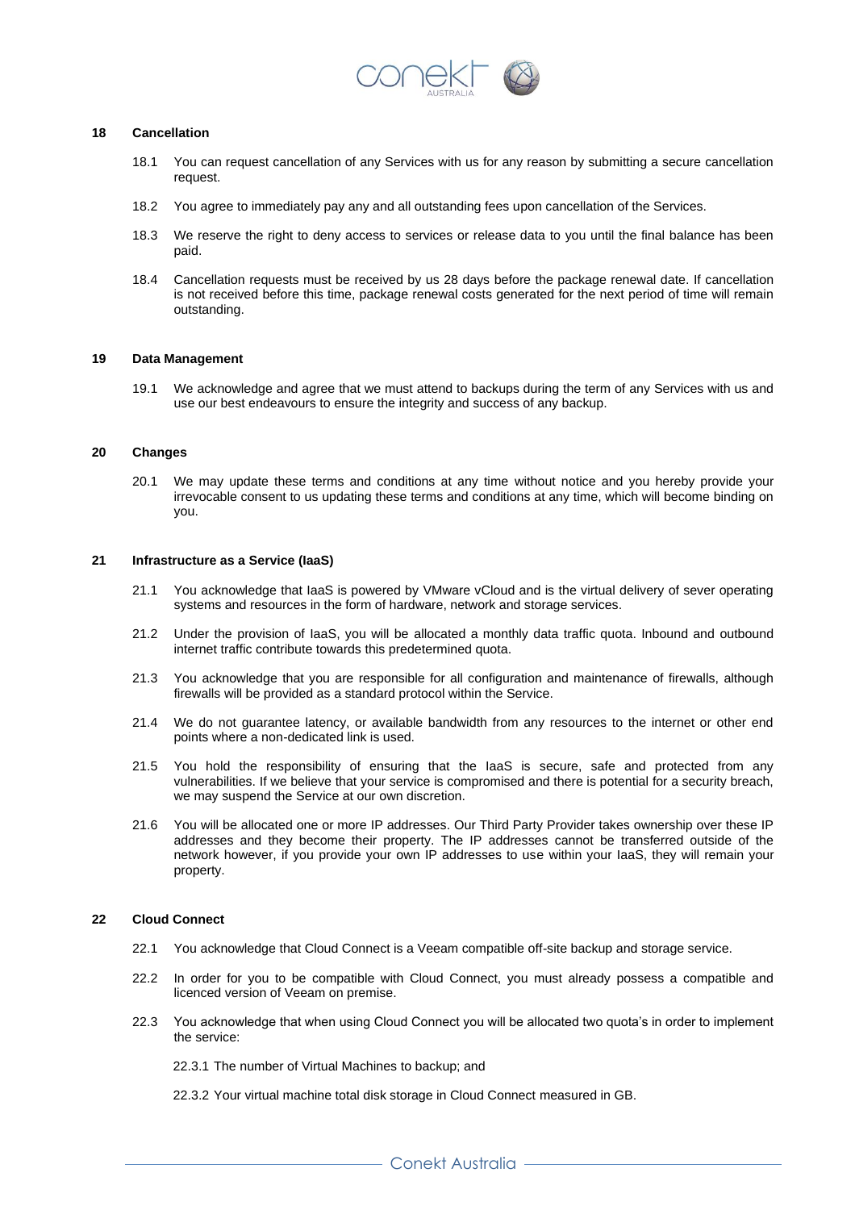## 18 Cancellation

18.1 You can request cancellation of any Services with us for any reason by submitting a secure cancellation request.

18.2 You agree to immediately pay any and all outstanding fees upon cancellation of the Services.

18.3 We reserve the right to deny access to services or release data to you until the final balance has been paid.

18.4 Cancellation requests must be received by us 28 days before the package renewal date. If cancellation is not received before this time, package renewal costs generated for the next period of time will remain outstanding.

## 19 Data Management

19.1 We acknowledge and agree that we must attend to backups during the term of any Services with us and use our best endeavours to ensure the integrity and success of any backup.

## 20 Changes

20.1 We may update these terms and conditions at any time without notice and you hereby provide your irrevocable consent to us updating these terms and conditions at any time, which will become binding on you.

## 21 Infrastructure as a Service (IaaS)

21.1 You acknowledge that IaaS is powered by VMware vCloud and is the virtual delivery of sever operating systems and resources in the form of hardware, network and storage services.

21.2 Under the provision of IaaS, you will be allocated a monthly data traffic quota. Inbound and outbound internet traffic contribute towards this predetermined quota.

21.3 You acknowledge that you are responsible for all configuration and maintenance of firewalls, although firewalls will be provided as a standard protocol within the Service.

21.4 We do not guarantee latency, or available bandwidth from any resources to the internet or other end points where a non-dedicated link is used.

21.5 You hold the responsibility of ensuring that the IaaS is secure, safe and protected from any vulnerabilities. If we believe that your service is compromised and there is potential for a security breach, we may suspend the Service at our own discretion.

21.6 You will be allocated one or more IP addresses. Our Third Party Provider takes ownership over these IP addresses and they become their property. The IP addresses cannot be transferred outside of the network however, if you provide your own IP addresses to use within your IaaS, they will remain your property.

## 22 Cloud Connect

22.1 You acknowledge that Cloud Connect is a Veeam compatible off-site backup and storage service.

22.2 In order for you to be compatible with Cloud Connect, you must already possess a compatible and licenced version of Veeam on premise.

22.3 You acknowledge that when using Cloud Connect you will be allocated two quota's in order to implement the service:

22.3.1 The number of Virtual Machines to backup; and

22.3.2 Your virtual machine total disk storage in Cloud Connect measured in GB.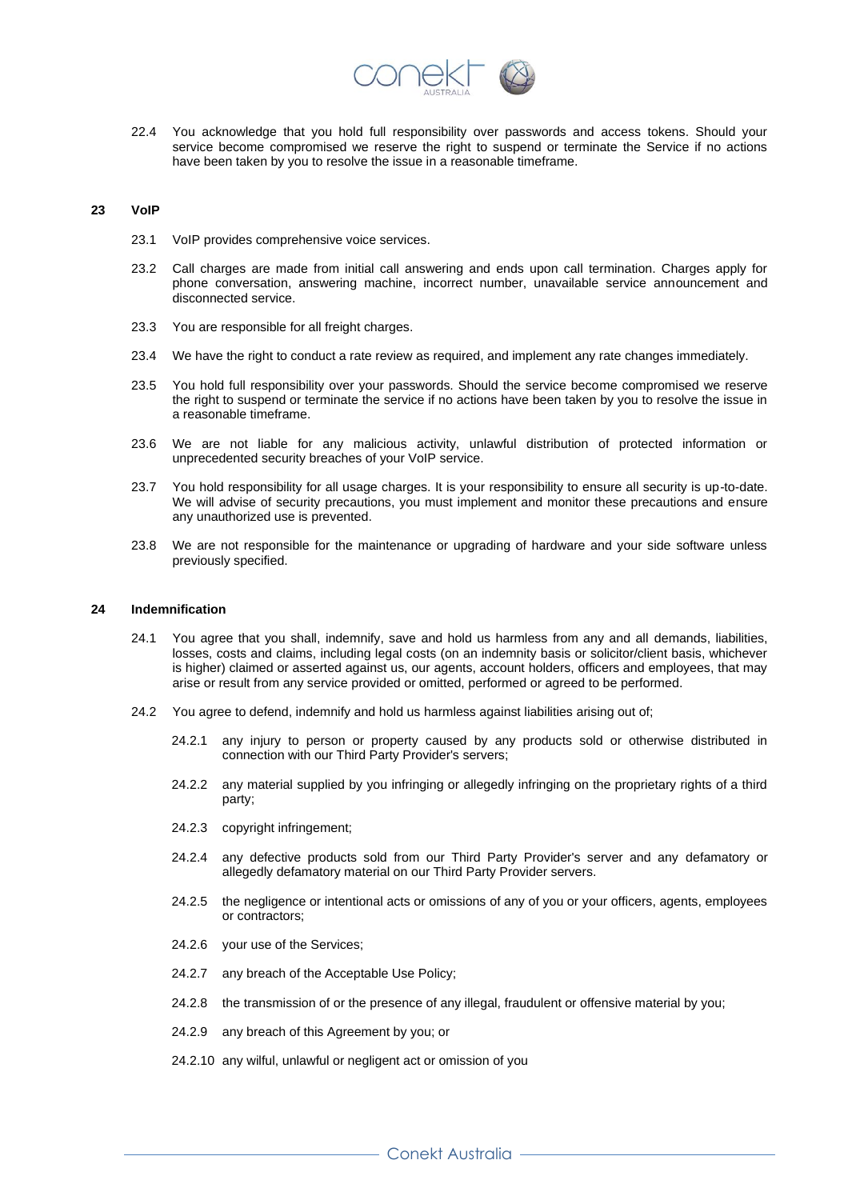22.4 You acknowledge that you hold full responsibility over passwords and access tokens. Should your service become compromised we reserve the right to suspend or terminate the Service if no actions have been taken by you to resolve the issue in a reasonable timeframe.

## 23 VoIP

23.1 VoIP provides comprehensive voice services.

23.2 Call charges are made from initial call answering and ends upon call termination. Charges apply for phone conversation, answering machine, incorrect number, unavailable service announcement and disconnected service.

23.3 You are responsible for all freight charges.

23.4 We have the right to conduct a rate review as required, and implement any rate changes immediately.

23.5 You hold full responsibility over your passwords. Should the service become compromised we reserve the right to suspend or terminate the service if no actions have been taken by you to resolve the issue in a reasonable timeframe.

23.6 We are not liable for any malicious activity, unlawful distribution of protected information or unprecedented security breaches of your VoIP service.

23.7 You hold responsibility for all usage charges. It is your responsibility to ensure all security is up-to-date. We will advise of security precautions, you must implement and monitor these precautions and ensure any unauthorized use is prevented.

23.8 We are not responsible for the maintenance or upgrading of hardware and your side software unless previously specified.

## 24 Indemnification

24.1 You agree that you shall, indemnify, save and hold us harmless from any and all demands, liabilities, losses, costs and claims, including legal costs (on an indemnity basis or solicitor/client basis, whichever is higher) claimed or asserted against us, our agents, account holders, officers and employees, that may arise or result from any service provided or omitted, performed or agreed to be performed.

24.2 You agree to defend, indemnify and hold us harmless against liabilities arising out of;

24.2.1 any injury to person or property caused by any products sold or otherwise distributed in connection with our Third Party Provider's servers;

24.2.2 any material supplied by you infringing or allegedly infringing on the proprietary rights of a third party;

24.2.3 copyright infringement;

24.2.4 any defective products sold from our Third Party Provider's server and any defamatory or allegedly defamatory material on our Third Party Provider servers.

24.2.5 the negligence or intentional acts or omissions of any of you or your officers, agents, employees or contractors;

24.2.6 your use of the Services;

24.2.7 any breach of the Acceptable Use Policy;

24.2.8 the transmission of or the presence of any illegal, fraudulent or offensive material by you;

24.2.9 any breach of this Agreement by you; or

24.2.10 any wilful, unlawful or negligent act or omission of you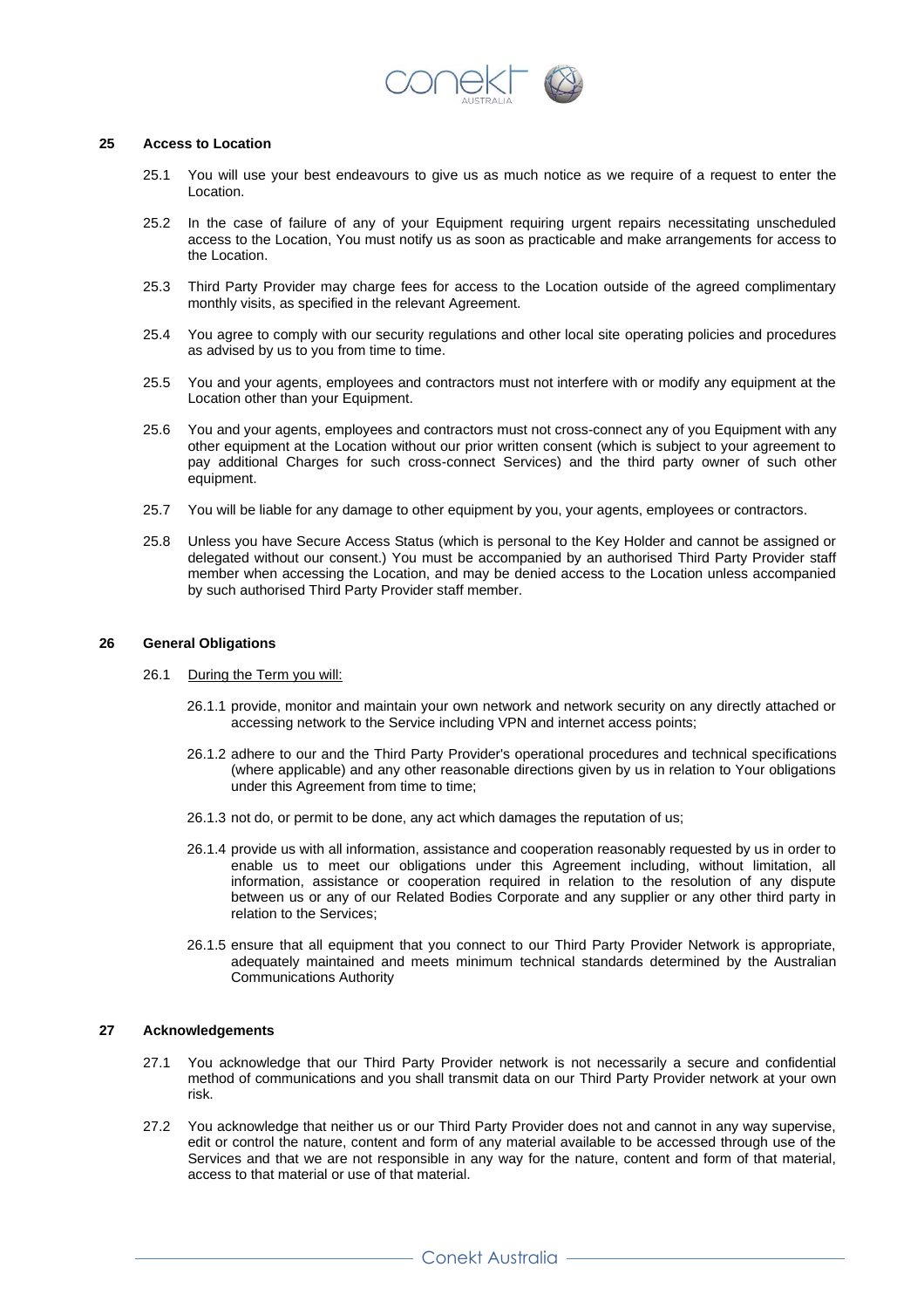## 25 Access to Location

25.1 You will use your best endeavours to give us as much notice as we require of a request to enter the Location.

25.2 In the case of failure of any of your Equipment requiring urgent repairs necessitating unscheduled access to the Location, You must notify us as soon as practicable and make arrangements for access to the Location.

25.3 Third Party Provider may charge fees for access to the Location outside of the agreed complimentary monthly visits, as specified in the relevant Agreement.

25.4 You agree to comply with our security regulations and other local site operating policies and procedures as advised by us to you from time to time.

25.5 You and your agents, employees and contractors must not interfere with or modify any equipment at the Location other than your Equipment.

25.6 You and your agents, employees and contractors must not cross-connect any of you Equipment with any other equipment at the Location without our prior written consent (which is subject to your agreement to pay additional Charges for such cross-connect Services) and the third party owner of such other equipment.

25.7 You will be liable for any damage to other equipment by you, your agents, employees or contractors.

25.8 Unless you have Secure Access Status (which is personal to the Key Holder and cannot be assigned or delegated without our consent.) You must be accompanied by an authorised Third Party Provider staff member when accessing the Location, and may be denied access to the Location unless accompanied by such authorised Third Party Provider staff member.

## 26 General Obligations

26.1 During the Term you will:

26.1.1 provide, monitor and maintain your own network and network security on any directly attached or accessing network to the Service including VPN and internet access points;

26.1.2 adhere to our and the Third Party Provider's operational procedures and technical specifications (where applicable) and any other reasonable directions given by us in relation to Your obligations under this Agreement from time to time;

26.1.3 not do, or permit to be done, any act which damages the reputation of us;

26.1.4 provide us with all information, assistance and cooperation reasonably requested by us in order to enable us to meet our obligations under this Agreement including, without limitation, all information, assistance or cooperation required in relation to the resolution of any dispute between us or any of our Related Bodies Corporate and any supplier or any other third party in relation to the Services;

26.1.5 ensure that all equipment that you connect to our Third Party Provider Network is appropriate, adequately maintained and meets minimum technical standards determined by the Australian Communications Authority

## 27 Acknowledgements

27.1 You acknowledge that our Third Party Provider network is not necessarily a secure and confidential method of communications and you shall transmit data on our Third Party Provider network at your own risk.

27.2 You acknowledge that neither us or our Third Party Provider does not and cannot in any way supervise, edit or control the nature, content and form of any material available to be accessed through use of the Services and that we are not responsible in any way for the nature, content and form of that material, access to that material or use of that material.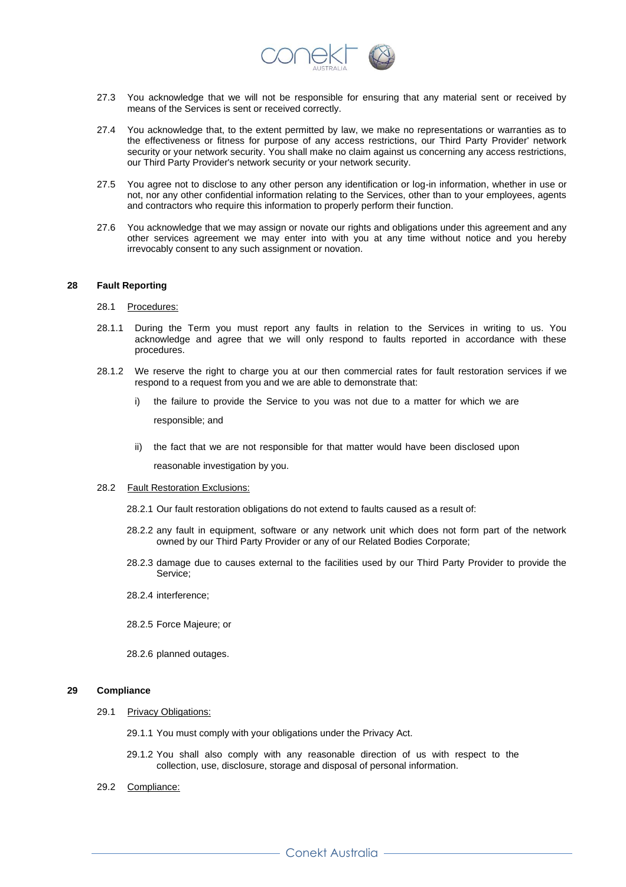27.3 You acknowledge that we will not be responsible for ensuring that any material sent or received by means of the Services is sent or received correctly.

27.4 You acknowledge that, to the extent permitted by law, we make no representations or warranties as to the effectiveness or fitness for purpose of any access restrictions, our Third Party Provider' network security or your network security. You shall make no claim against us concerning any access restrictions, our Third Party Provider's network security or your network security.

27.5 You agree not to disclose to any other person any identification or log-in information, whether in use or not, nor any other confidential information relating to the Services, other than to your employees, agents and contractors who require this information to properly perform their function.

27.6 You acknowledge that we may assign or novate our rights and obligations under this agreement and any other services agreement we may enter into with you at any time without notice and you hereby irrevocably consent to any such assignment or novation.

## 28 Fault Reporting

28.1 Procedures:

28.1.1 During the Term you must report any faults in relation to the Services in writing to us. You acknowledge and agree that we will only respond to faults reported in accordance with these procedures.

28.1.2 We reserve the right to charge you at our then commercial rates for fault restoration services if we respond to a request from you and we are able to demonstrate that:

i) the failure to provide the Service to you was not due to a matter for which we are responsible; and

ii) the fact that we are not responsible for that matter would have been disclosed upon reasonable investigation by you.

28.2 Fault Restoration Exclusions:

28.2.1 Our fault restoration obligations do not extend to faults caused as a result of:

28.2.2 any fault in equipment, software or any network unit which does not form part of the network owned by our Third Party Provider or any of our Related Bodies Corporate;

28.2.3 damage due to causes external to the facilities used by our Third Party Provider to provide the Service;

28.2.4 interference;

28.2.5 Force Majeure; or

28.2.6 planned outages.

## 29 Compliance

29.1 Privacy Obligations:

29.1.1 You must comply with your obligations under the Privacy Act.

29.1.2 You shall also comply with any reasonable direction of us with respect to the collection, use, disclosure, storage and disposal of personal information.

29.2 Compliance: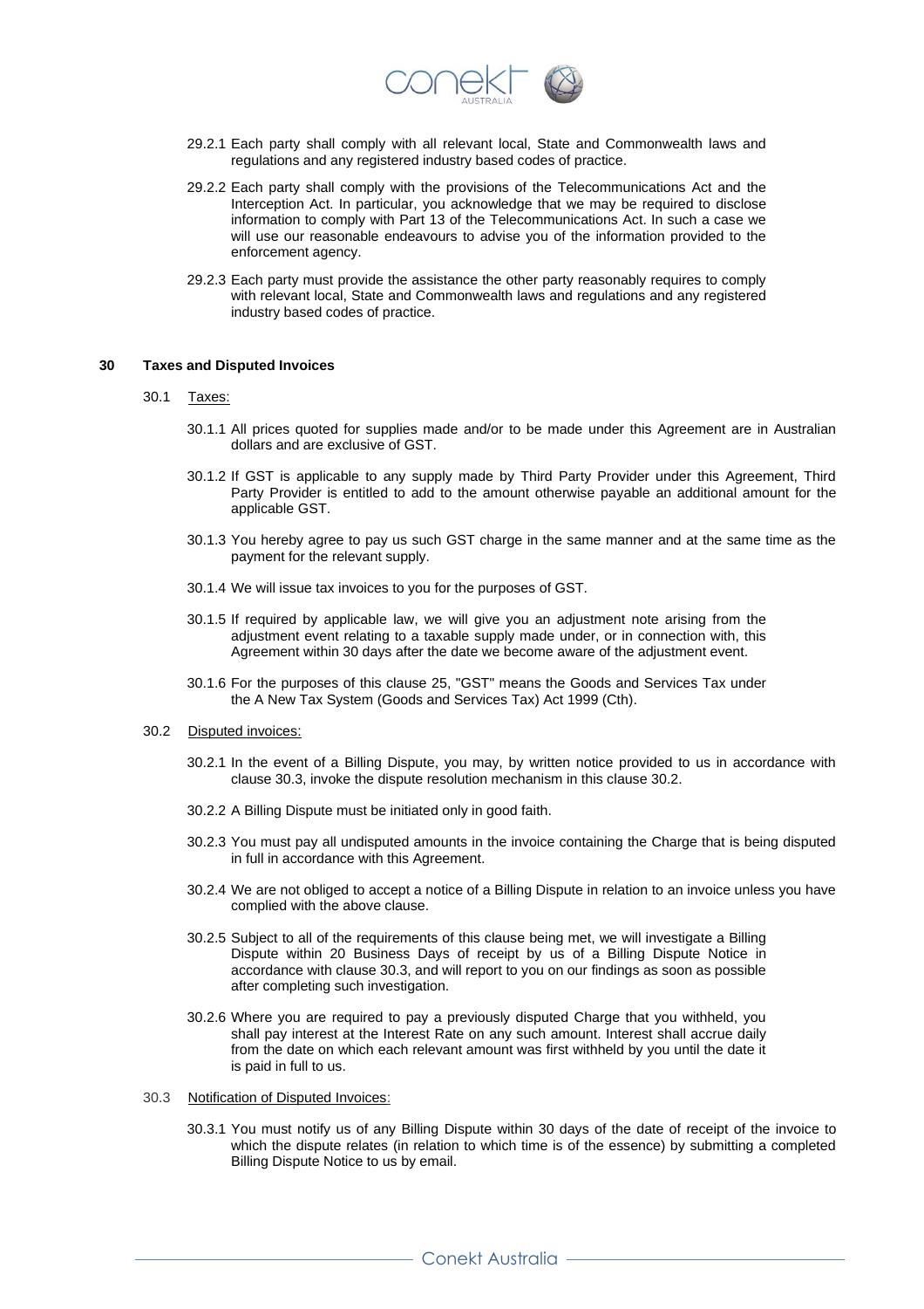29.2.1 Each party shall comply with all relevant local, State and Commonwealth laws and regulations and any registered industry based codes of practice.

29.2.2 Each party shall comply with the provisions of the Telecommunications Act and the Interception Act. In particular, you acknowledge that we may be required to disclose information to comply with Part 13 of the Telecommunications Act. In such a case we will use our reasonable endeavours to advise you of the information provided to the enforcement agency.

29.2.3 Each party must provide the assistance the other party reasonably requires to comply with relevant local, State and Commonwealth laws and regulations and any registered industry based codes of practice.

## 30 Taxes and Disputed Invoices

30.1 Taxes:

30.1.1 All prices quoted for supplies made and/or to be made under this Agreement are in Australian dollars and are exclusive of GST.

30.1.2 If GST is applicable to any supply made by Third Party Provider under this Agreement, Third Party Provider is entitled to add to the amount otherwise payable an additional amount for the applicable GST.

30.1.3 You hereby agree to pay us such GST charge in the same manner and at the same time as the payment for the relevant supply.

30.1.4 We will issue tax invoices to you for the purposes of GST.

30.1.5 If required by applicable law, we will give you an adjustment note arising from the adjustment event relating to a taxable supply made under, or in connection with, this Agreement within 30 days after the date we become aware of the adjustment event.

30.1.6 For the purposes of this clause 25, "GST" means the Goods and Services Tax under the A New Tax System (Goods and Services Tax) Act 1999 (Cth).

30.2 Disputed invoices:

30.2.1 In the event of a Billing Dispute, you may, by written notice provided to us in accordance with clause 30.3, invoke the dispute resolution mechanism in this clause 30.2.

30.2.2 A Billing Dispute must be initiated only in good faith.

30.2.3 You must pay all undisputed amounts in the invoice containing the Charge that is being disputed in full in accordance with this Agreement.

30.2.4 We are not obliged to accept a notice of a Billing Dispute in relation to an invoice unless you have complied with the above clause.

30.2.5 Subject to all of the requirements of this clause being met, we will investigate a Billing Dispute within 20 Business Days of receipt by us of a Billing Dispute Notice in accordance with clause 30.3, and will report to you on our findings as soon as possible after completing such investigation.

30.2.6 Where you are required to pay a previously disputed Charge that you withheld, you shall pay interest at the Interest Rate on any such amount. Interest shall accrue daily from the date on which each relevant amount was first withheld by you until the date it is paid in full to us.

30.3 Notification of Disputed Invoices:

30.3.1 You must notify us of any Billing Dispute within 30 days of the date of receipt of the invoice to which the dispute relates (in relation to which time is of the essence) by submitting a completed Billing Dispute Notice to us by email.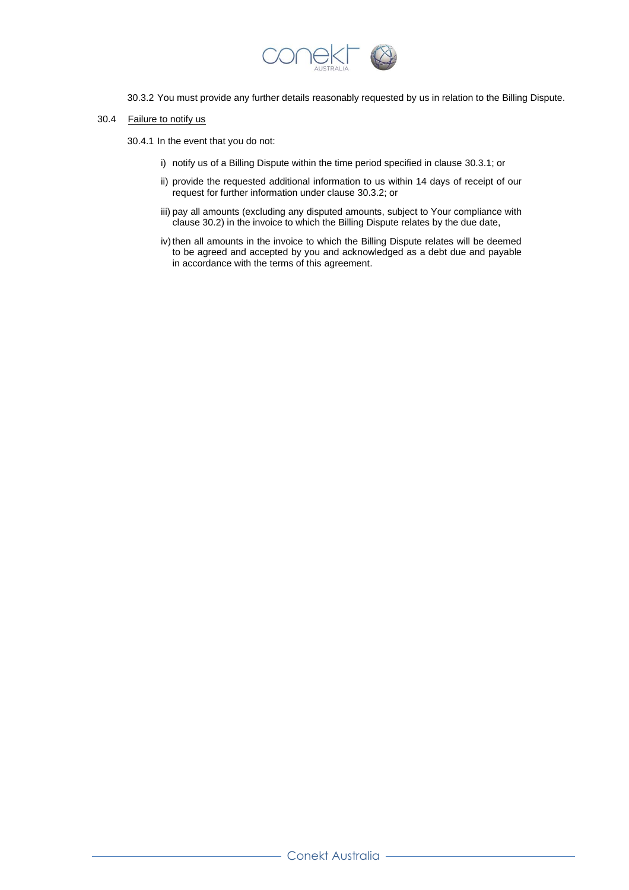30.3.2 You must provide any further details reasonably requested by us in relation to the Billing Dispute.

30.4 <u>Failure to notify us</u>

30.4.1 In the event that you do not:

i) notify us of a Billing Dispute within the time period specified in clause 30.3.1; or

ii) provide the requested additional information to us within 14 days of receipt of our request for further information under clause 30.3.2; or

iii) pay all amounts (excluding any disputed amounts, subject to Your compliance with clause 30.2) in the invoice to which the Billing Dispute relates by the due date,

iv) then all amounts in the invoice to which the Billing Dispute relates will be deemed to be agreed and accepted by you and acknowledged as a debt due and payable in accordance with the terms of this agreement.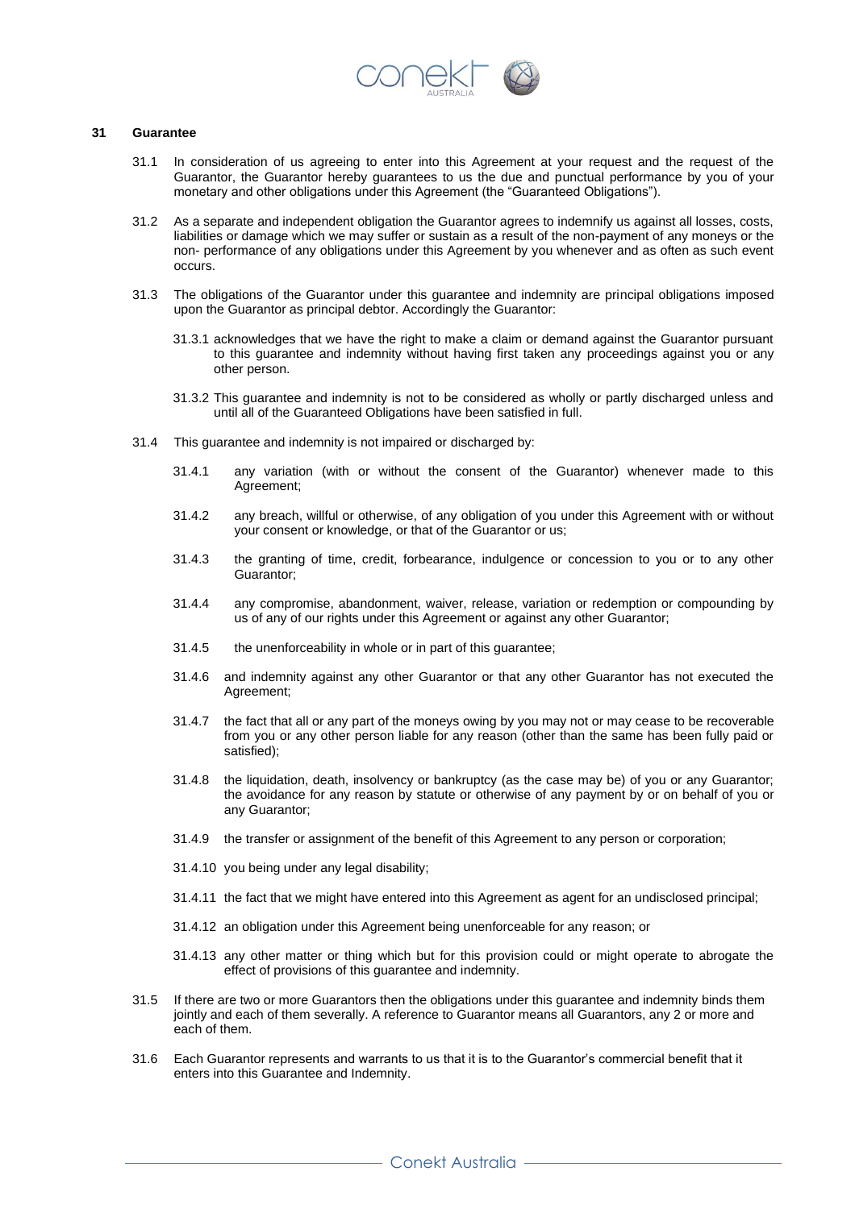## 31 Guarantee

31.1 In consideration of us agreeing to enter into this Agreement at your request and the request of the Guarantor, the Guarantor hereby guarantees to us the due and punctual performance by you of your monetary and other obligations under this Agreement (the "Guaranteed Obligations").

31.2 As a separate and independent obligation the Guarantor agrees to indemnify us against all losses, costs, liabilities or damage which we may suffer or sustain as a result of the non-payment of any moneys or the non- performance of any obligations under this Agreement by you whenever and as often as such event occurs.

31.3 The obligations of the Guarantor under this guarantee and indemnity are principal obligations imposed upon the Guarantor as principal debtor. Accordingly the Guarantor:

31.3.1 acknowledges that we have the right to make a claim or demand against the Guarantor pursuant to this guarantee and indemnity without having first taken any proceedings against you or any other person.

31.3.2 This guarantee and indemnity is not to be considered as wholly or partly discharged unless and until all of the Guaranteed Obligations have been satisfied in full.

31.4 This guarantee and indemnity is not impaired or discharged by:

31.4.1 any variation (with or without the consent of the Guarantor) whenever made to this Agreement;

31.4.2 any breach, willful or otherwise, of any obligation of you under this Agreement with or without your consent or knowledge, or that of the Guarantor or us;

31.4.3 the granting of time, credit, forbearance, indulgence or concession to you or to any other Guarantor;

31.4.4 any compromise, abandonment, waiver, release, variation or redemption or compounding by us of any of our rights under this Agreement or against any other Guarantor;

31.4.5 the unenforceability in whole or in part of this guarantee;

31.4.6 and indemnity against any other Guarantor or that any other Guarantor has not executed the Agreement;

31.4.7 the fact that all or any part of the moneys owing by you may not or may cease to be recoverable from you or any other person liable for any reason (other than the same has been fully paid or satisfied);

31.4.8 the liquidation, death, insolvency or bankruptcy (as the case may be) of you or any Guarantor; the avoidance for any reason by statute or otherwise of any payment by or on behalf of you or any Guarantor;

31.4.9 the transfer or assignment of the benefit of this Agreement to any person or corporation;

31.4.10 you being under any legal disability;

31.4.11 the fact that we might have entered into this Agreement as agent for an undisclosed principal;

31.4.12 an obligation under this Agreement being unenforceable for any reason; or

31.4.13 any other matter or thing which but for this provision could or might operate to abrogate the effect of provisions of this guarantee and indemnity.

31.5 If there are two or more Guarantors then the obligations under this guarantee and indemnity binds them jointly and each of them severally. A reference to Guarantor means all Guarantors, any 2 or more and each of them.

31.6 Each Guarantor represents and warrants to us that it is to the Guarantor's commercial benefit that it enters into this Guarantee and Indemnity.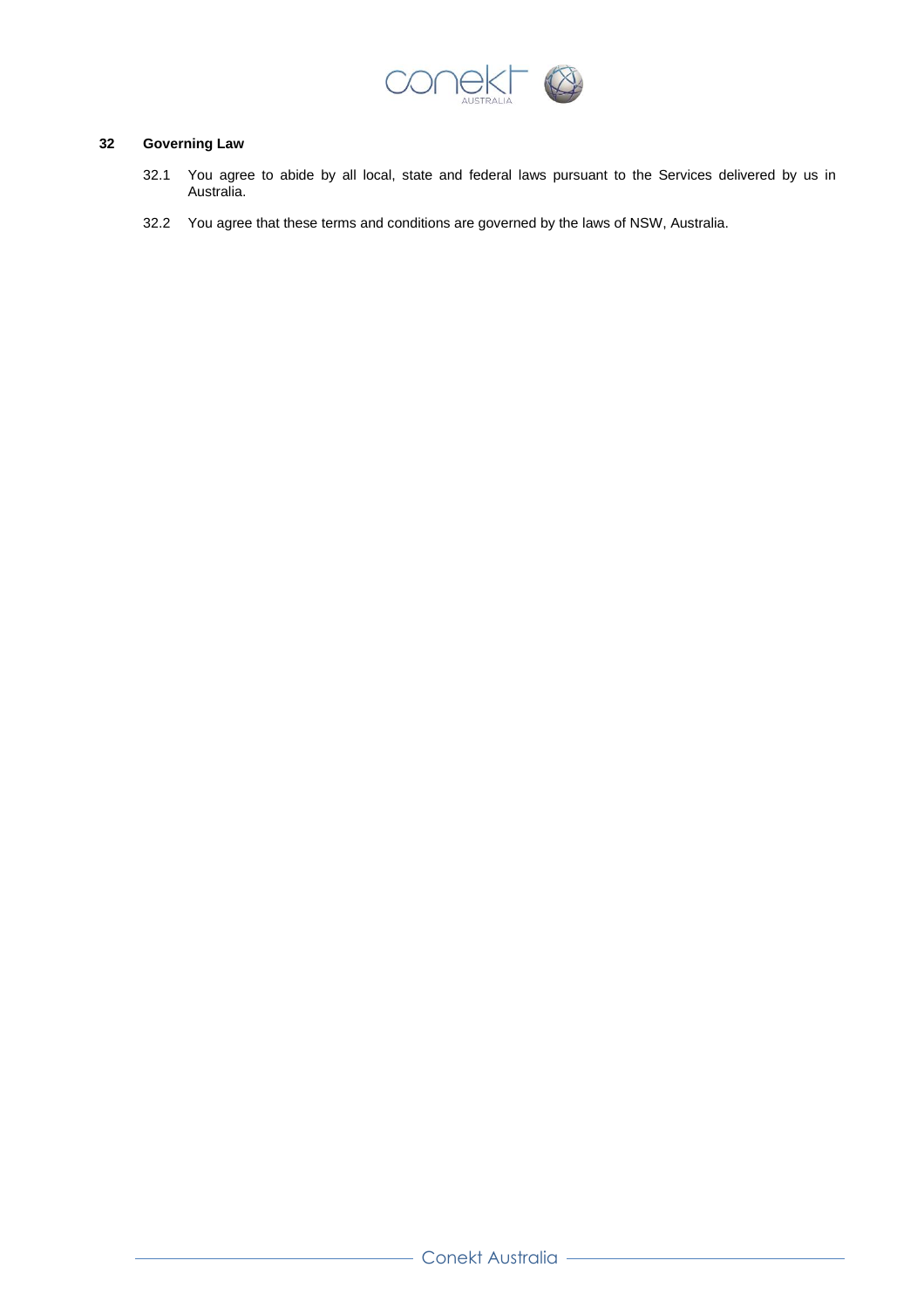## 32 Governing Law

32.1 You agree to abide by all local, state and federal laws pursuant to the Services delivered by us in Australia.

32.2 You agree that these terms and conditions are governed by the laws of NSW, Australia.